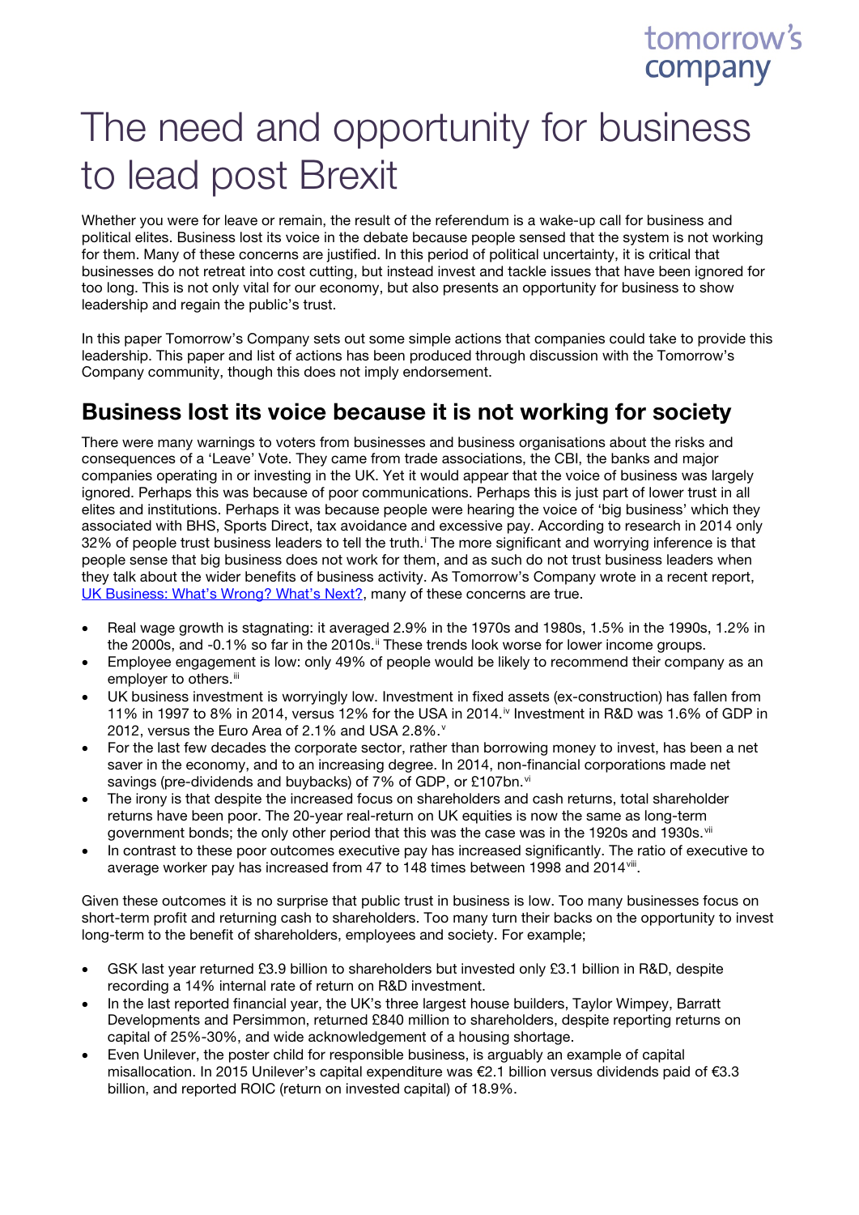# The need and opportunity for business to lead post Brexit

Whether you were for leave or remain, the result of the referendum is a wake-up call for business and political elites. Business lost its voice in the debate because people sensed that the system is not working for them. Many of these concerns are justified. In this period of political uncertainty, it is critical that businesses do not retreat into cost cutting, but instead invest and tackle issues that have been ignored for too long. This is not only vital for our economy, but also presents an opportunity for business to show leadership and regain the public's trust.

In this paper Tomorrow's Company sets out some simple actions that companies could take to provide this leadership. This paper and list of actions has been produced through discussion with the Tomorrow's Company community, though this does not imply endorsement.

## Business lost its voice because it is not working for society

There were many warnings to voters from businesses and business organisations about the risks and consequences of a 'Leave' Vote. They came from trade associations, the CBI, the banks and major companies operating in or investing in the UK. Yet it would appear that the voice of business was largely ignored. Perhaps this was because of poor communications. Perhaps this is just part of lower trust in all elites and institutions. Perhaps it was because people were hearing the voice of 'big business' which they associated with BHS, Sports Direct, tax avoidance and excessive pay. According to research in 2014 only 32% of people trust business leaders to tell the truth.[i] The more significant and worrying inference is that people sense that big business does not work for them, and as such do not trust business leaders when they talk about the wider benefits of business activity. As Tomorrow's Company wrote in a recent report, [UK Business: What's Wrong? What's Next?](), many of these concerns are true.

- Real wage growth is stagnating: it averaged 2.9% in the 1970s and 1980s, 1.5% in the 1990s, 1.2% in the 2000s, and -0.1% so far in the 2010s.[ii] These trends look worse for lower income groups.
- Employee engagement is low: only 49% of people would be likely to recommend their company as an employer to others.[iii]
- UK business investment is worryingly low. Investment in fixed assets (ex-construction) has fallen from 11% in 1997 to 8% in 2014, versus 12% for the USA in 2014.[iv] Investment in R&D was 1.6% of GDP in 2012, versus the Euro Area of 2.1% and USA 2.8%.[v]
- For the last few decades the corporate sector, rather than borrowing money to invest, has been a net saver in the economy, and to an increasing degree. In 2014, non-financial corporations made net savings (pre-dividends and buybacks) of 7% of GDP, or £107bn.[vi]
- The irony is that despite the increased focus on shareholders and cash returns, total shareholder returns have been poor. The 20-year real-return on UK equities is now the same as long-term government bonds; the only other period that this was the case was in the 1920s and 1930s.[vii]
- In contrast to these poor outcomes executive pay has increased significantly. The ratio of executive to average worker pay has increased from 47 to 148 times between 1998 and 2014[viii].

Given these outcomes it is no surprise that public trust in business is low. Too many businesses focus on short-term profit and returning cash to shareholders. Too many turn their backs on the opportunity to invest long-term to the benefit of shareholders, employees and society. For example;

- GSK last year returned £3.9 billion to shareholders but invested only £3.1 billion in R&D, despite recording a 14% internal rate of return on R&D investment.
- In the last reported financial year, the UK's three largest house builders, Taylor Wimpey, Barratt Developments and Persimmon, returned £840 million to shareholders, despite reporting returns on capital of 25%-30%, and wide acknowledgement of a housing shortage.
- Even Unilever, the poster child for responsible business, is arguably an example of capital misallocation. In 2015 Unilever's capital expenditure was €2.1 billion versus dividends paid of €3.3 billion, and reported ROIC (return on invested capital) of 18.9%.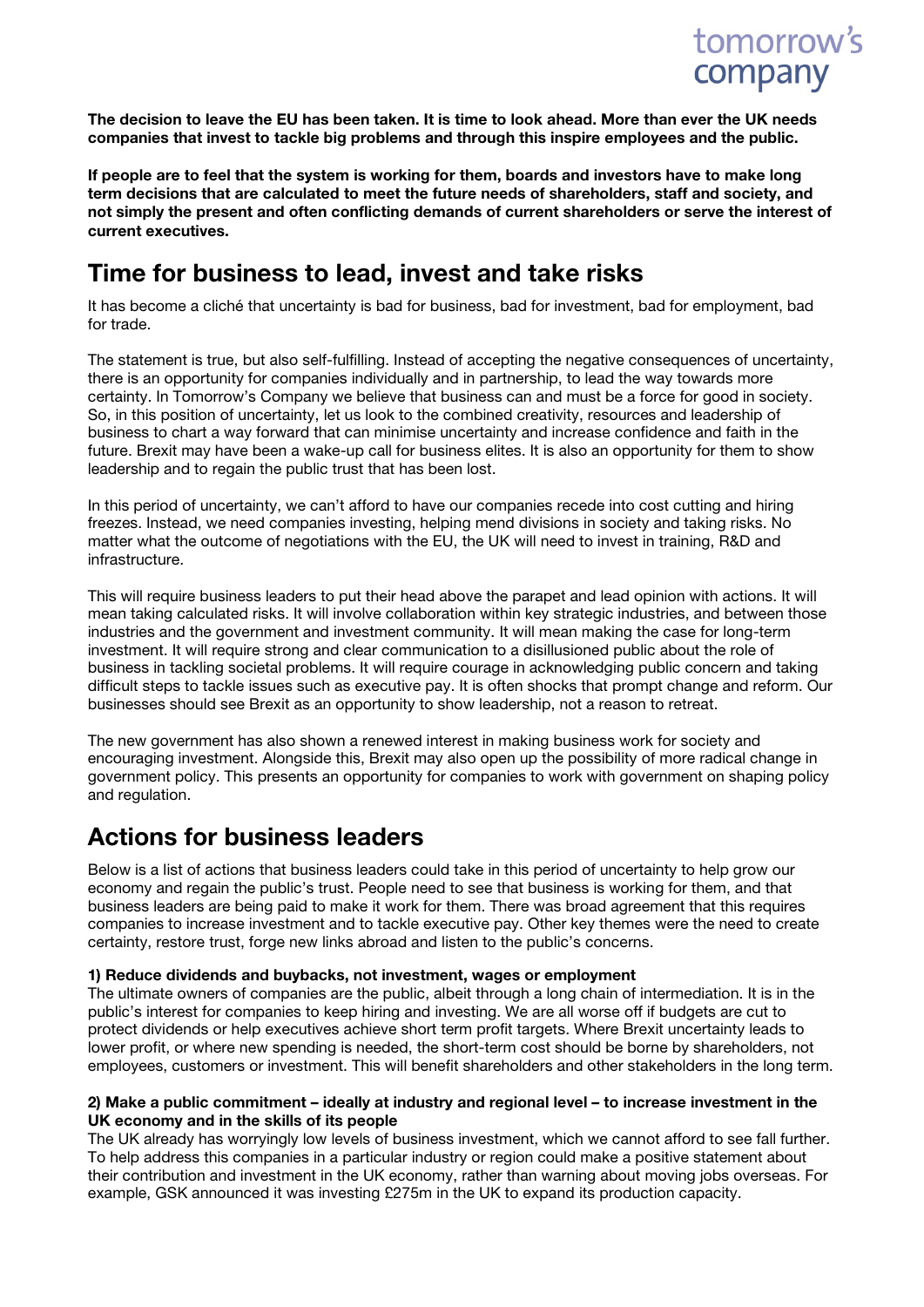**The decision to leave the EU has been taken. It is time to look ahead. More than ever the UK needs companies that invest to tackle big problems and through this inspire employees and the public.**

**If people are to feel that the system is working for them, boards and investors have to make long term decisions that are calculated to meet the future needs of shareholders, staff and society, and not simply the present and often conflicting demands of current shareholders or serve the interest of current executives.**

## Time for business to lead, invest and take risks

It has become a cliché that uncertainty is bad for business, bad for investment, bad for employment, bad for trade.

The statement is true, but also self-fulfilling. Instead of accepting the negative consequences of uncertainty, there is an opportunity for companies individually and in partnership, to lead the way towards more certainty. In Tomorrow's Company we believe that business can and must be a force for good in society. So, in this position of uncertainty, let us look to the combined creativity, resources and leadership of business to chart a way forward that can minimise uncertainty and increase confidence and faith in the future. Brexit may have been a wake-up call for business elites. It is also an opportunity for them to show leadership and to regain the public trust that has been lost.

In this period of uncertainty, we can't afford to have our companies recede into cost cutting and hiring freezes. Instead, we need companies investing, helping mend divisions in society and taking risks. No matter what the outcome of negotiations with the EU, the UK will need to invest in training, R&D and infrastructure.

This will require business leaders to put their head above the parapet and lead opinion with actions. It will mean taking calculated risks. It will involve collaboration within key strategic industries, and between those industries and the government and investment community. It will mean making the case for long-term investment. It will require strong and clear communication to a disillusioned public about the role of business in tackling societal problems. It will require courage in acknowledging public concern and taking difficult steps to tackle issues such as executive pay. It is often shocks that prompt change and reform. Our businesses should see Brexit as an opportunity to show leadership, not a reason to retreat.

The new government has also shown a renewed interest in making business work for society and encouraging investment. Alongside this, Brexit may also open up the possibility of more radical change in government policy. This presents an opportunity for companies to work with government on shaping policy and regulation.

## Actions for business leaders

Below is a list of actions that business leaders could take in this period of uncertainty to help grow our economy and regain the public's trust. People need to see that business is working for them, and that business leaders are being paid to make it work for them. There was broad agreement that this requires companies to increase investment and to tackle executive pay. Other key themes were the need to create certainty, restore trust, forge new links abroad and listen to the public's concerns.

#### 1) Reduce dividends and buybacks, not investment, wages or employment

The ultimate owners of companies are the public, albeit through a long chain of intermediation. It is in the public's interest for companies to keep hiring and investing. We are all worse off if budgets are cut to protect dividends or help executives achieve short term profit targets. Where Brexit uncertainty leads to lower profit, or where new spending is needed, the short-term cost should be borne by shareholders, not employees, customers or investment. This will benefit shareholders and other stakeholders in the long term.

#### 2) Make a public commitment – ideally at industry and regional level – to increase investment in the UK economy and in the skills of its people

The UK already has worryingly low levels of business investment, which we cannot afford to see fall further. To help address this companies in a particular industry or region could make a positive statement about their contribution and investment in the UK economy, rather than warning about moving jobs overseas. For example, GSK announced it was investing £275m in the UK to expand its production capacity.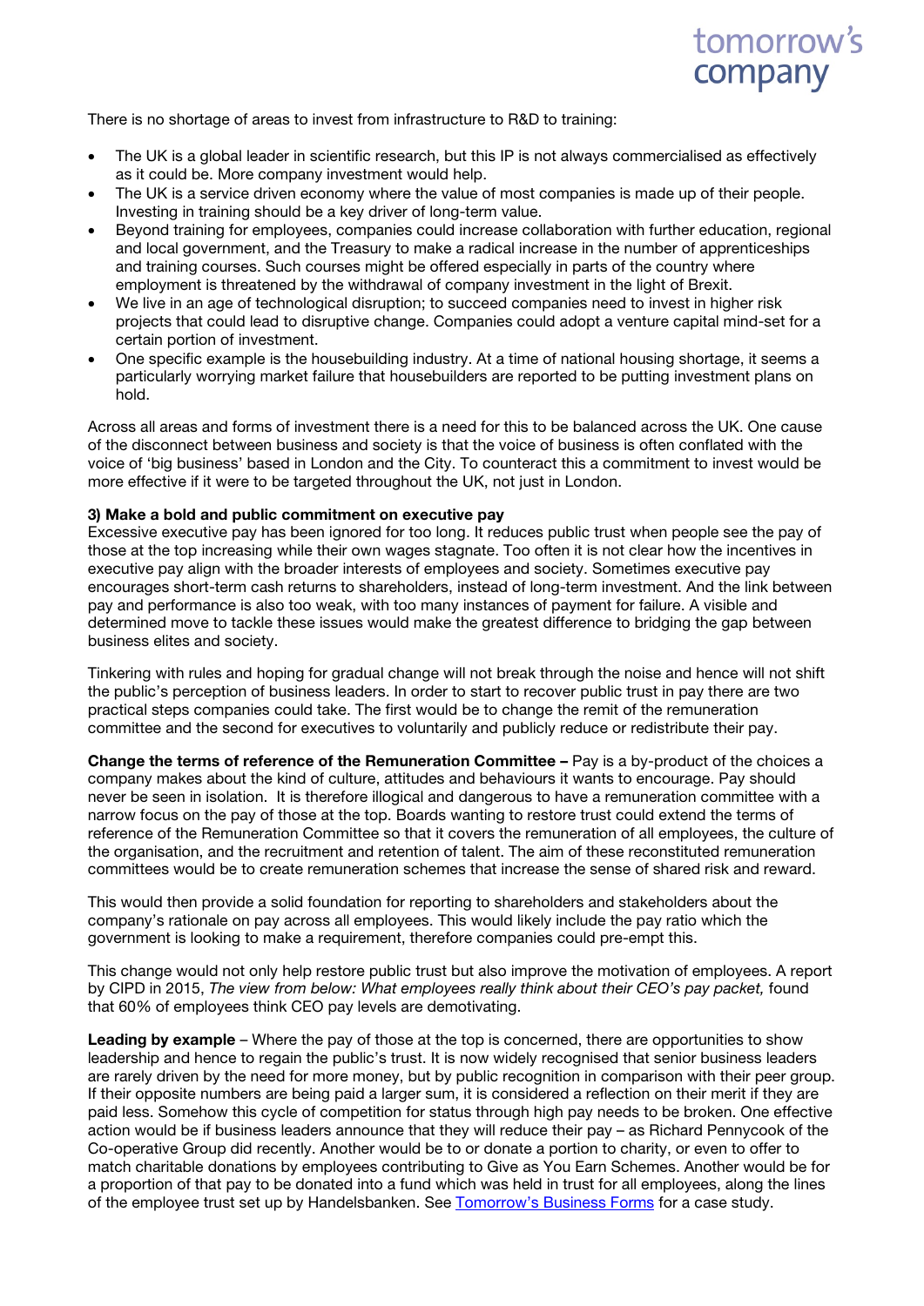There is no shortage of areas to invest from infrastructure to R&D to training:

- The UK is a global leader in scientific research, but this IP is not always commercialised as effectively as it could be. More company investment would help.
- The UK is a service driven economy where the value of most companies is made up of their people. Investing in training should be a key driver of long-term value.
- Beyond training for employees, companies could increase collaboration with further education, regional and local government, and the Treasury to make a radical increase in the number of apprenticeships and training courses. Such courses might be offered especially in parts of the country where employment is threatened by the withdrawal of company investment in the light of Brexit.
- We live in an age of technological disruption; to succeed companies need to invest in higher risk projects that could lead to disruptive change. Companies could adopt a venture capital mind-set for a certain portion of investment.
- One specific example is the housebuilding industry. At a time of national housing shortage, it seems a particularly worrying market failure that housebuilders are reported to be putting investment plans on hold.

Across all areas and forms of investment there is a need for this to be balanced across the UK. One cause of the disconnect between business and society is that the voice of business is often conflated with the voice of 'big business' based in London and the City. To counteract this a commitment to invest would be more effective if it were to be targeted throughout the UK, not just in London.

**3) Make a bold and public commitment on executive pay**

Excessive executive pay has been ignored for too long. It reduces public trust when people see the pay of those at the top increasing while their own wages stagnate. Too often it is not clear how the incentives in executive pay align with the broader interests of employees and society. Sometimes executive pay encourages short-term cash returns to shareholders, instead of long-term investment. And the link between pay and performance is also too weak, with too many instances of payment for failure. A visible and determined move to tackle these issues would make the greatest difference to bridging the gap between business elites and society.

Tinkering with rules and hoping for gradual change will not break through the noise and hence will not shift the public's perception of business leaders. In order to start to recover public trust in pay there are two practical steps companies could take. The first would be to change the remit of the remuneration committee and the second for executives to voluntarily and publicly reduce or redistribute their pay.

**Change the terms of reference of the Remuneration Committee –** Pay is a by-product of the choices a company makes about the kind of culture, attitudes and behaviours it wants to encourage. Pay should never be seen in isolation. It is therefore illogical and dangerous to have a remuneration committee with a narrow focus on the pay of those at the top. Boards wanting to restore trust could extend the terms of reference of the Remuneration Committee so that it covers the remuneration of all employees, the culture of the organisation, and the recruitment and retention of talent. The aim of these reconstituted remuneration committees would be to create remuneration schemes that increase the sense of shared risk and reward.

This would then provide a solid foundation for reporting to shareholders and stakeholders about the company's rationale on pay across all employees. This would likely include the pay ratio which the government is looking to make a requirement, therefore companies could pre-empt this.

This change would not only help restore public trust but also improve the motivation of employees. A report by CIPD in 2015, *The view from below: What employees really think about their CEO's pay packet,* found that 60% of employees think CEO pay levels are demotivating.

**Leading by example** – Where the pay of those at the top is concerned, there are opportunities to show leadership and hence to regain the public's trust. It is now widely recognised that senior business leaders are rarely driven by the need for more money, but by public recognition in comparison with their peer group. If their opposite numbers are being paid a larger sum, it is considered a reflection on their merit if they are paid less. Somehow this cycle of competition for status through high pay needs to be broken. One effective action would be if business leaders announce that they will reduce their pay – as Richard Pennycook of the Co-operative Group did recently. Another would be to or donate a portion to charity, or even to offer to match charitable donations by employees contributing to Give as You Earn Schemes. Another would be for a proportion of that pay to be donated into a fund which was held in trust for all employees, along the lines of the employee trust set up by Handelsbanken. See Tomorrow's Business Forms for a case study.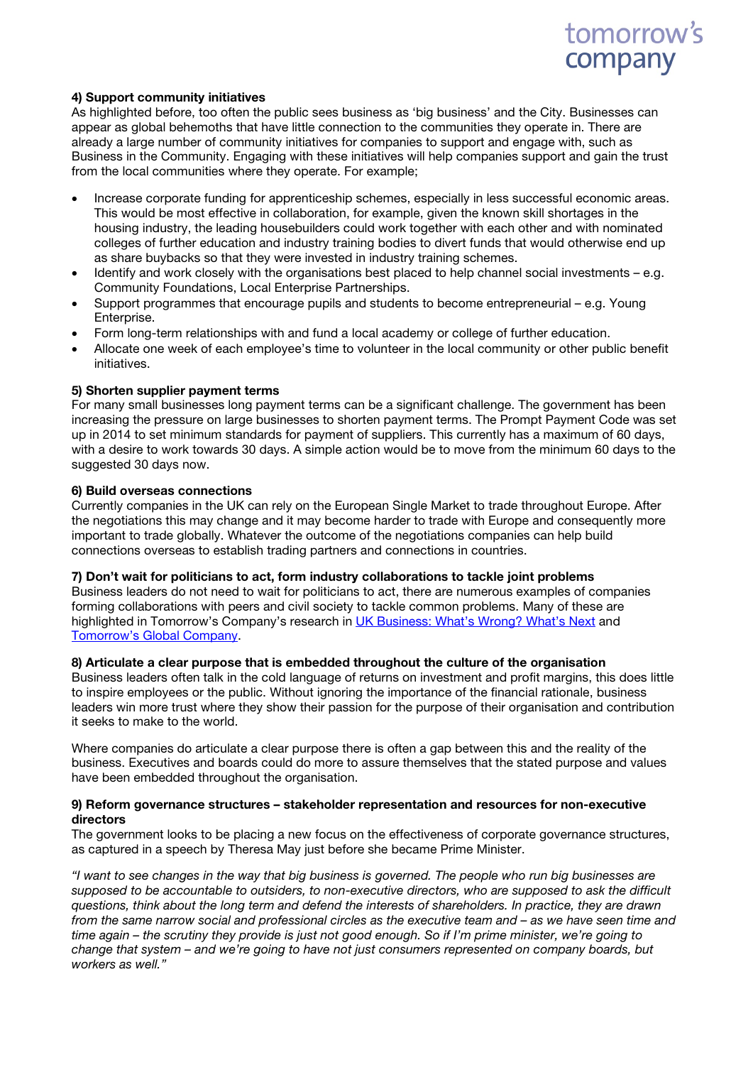**4) Support community initiatives**

As highlighted before, too often the public sees business as 'big business' and the City. Businesses can appear as global behemoths that have little connection to the communities they operate in. There are already a large number of community initiatives for companies to support and engage with, such as Business in the Community. Engaging with these initiatives will help companies support and gain the trust from the local communities where they operate. For example;

- Increase corporate funding for apprenticeship schemes, especially in less successful economic areas. This would be most effective in collaboration, for example, given the known skill shortages in the housing industry, the leading housebuilders could work together with each other and with nominated colleges of further education and industry training bodies to divert funds that would otherwise end up as share buybacks so that they were invested in industry training schemes.
- Identify and work closely with the organisations best placed to help channel social investments – e.g. Community Foundations, Local Enterprise Partnerships.
- Support programmes that encourage pupils and students to become entrepreneurial – e.g. Young Enterprise.
- Form long-term relationships with and fund a local academy or college of further education.
- Allocate one week of each employee's time to volunteer in the local community or other public benefit initiatives.

**5) Shorten supplier payment terms**

For many small businesses long payment terms can be a significant challenge. The government has been increasing the pressure on large businesses to shorten payment terms. The Prompt Payment Code was set up in 2014 to set minimum standards for payment of suppliers. This currently has a maximum of 60 days, with a desire to work towards 30 days. A simple action would be to move from the minimum 60 days to the suggested 30 days now.

**6) Build overseas connections**

Currently companies in the UK can rely on the European Single Market to trade throughout Europe. After the negotiations this may change and it may become harder to trade with Europe and consequently more important to trade globally. Whatever the outcome of the negotiations companies can help build connections overseas to establish trading partners and connections in countries.

**7) Don't wait for politicians to act, form industry collaborations to tackle joint problems**

Business leaders do not need to wait for politicians to act, there are numerous examples of companies forming collaborations with peers and civil society to tackle common problems. Many of these are highlighted in Tomorrow's Company's research in UK Business: What's Wrong? What's Next and Tomorrow's Global Company.

**8) Articulate a clear purpose that is embedded throughout the culture of the organisation**

Business leaders often talk in the cold language of returns on investment and profit margins, this does little to inspire employees or the public. Without ignoring the importance of the financial rationale, business leaders win more trust where they show their passion for the purpose of their organisation and contribution it seeks to make to the world.

Where companies do articulate a clear purpose there is often a gap between this and the reality of the business. Executives and boards could do more to assure themselves that the stated purpose and values have been embedded throughout the organisation.

**9) Reform governance structures – stakeholder representation and resources for non-executive directors**

The government looks to be placing a new focus on the effectiveness of corporate governance structures, as captured in a speech by Theresa May just before she became Prime Minister.

*"I want to see changes in the way that big business is governed. The people who run big businesses are supposed to be accountable to outsiders, to non-executive directors, who are supposed to ask the difficult questions, think about the long term and defend the interests of shareholders. In practice, they are drawn from the same narrow social and professional circles as the executive team and – as we have seen time and time again – the scrutiny they provide is just not good enough. So if I'm prime minister, we're going to change that system – and we're going to have not just consumers represented on company boards, but workers as well."*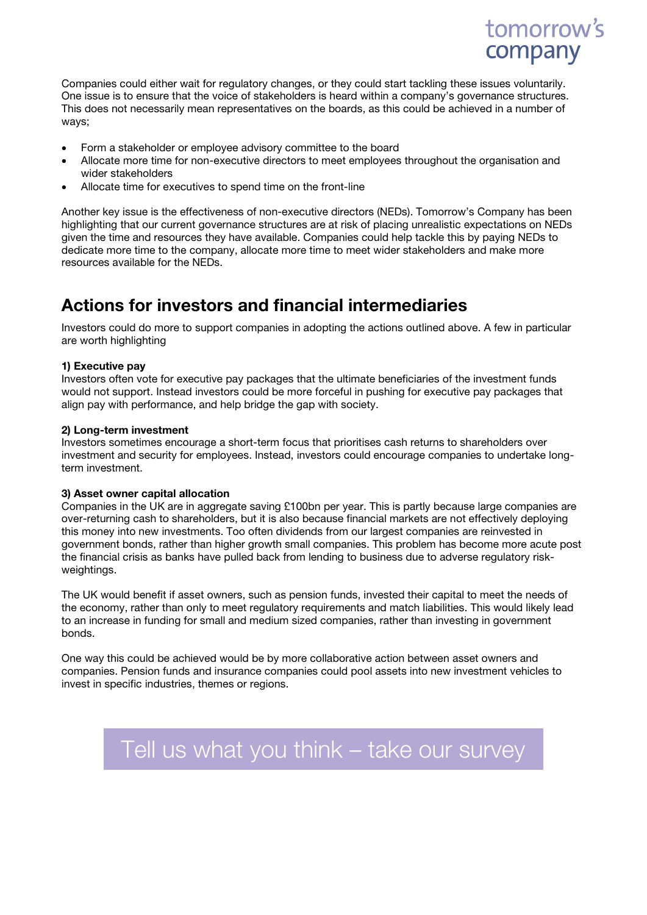Companies could either wait for regulatory changes, or they could start tackling these issues voluntarily. One issue is to ensure that the voice of stakeholders is heard within a company's governance structures. This does not necessarily mean representatives on the boards, as this could be achieved in a number of ways;

- Form a stakeholder or employee advisory committee to the board
- Allocate more time for non-executive directors to meet employees throughout the organisation and wider stakeholders
- Allocate time for executives to spend time on the front-line

Another key issue is the effectiveness of non-executive directors (NEDs). Tomorrow's Company has been highlighting that our current governance structures are at risk of placing unrealistic expectations on NEDs given the time and resources they have available. Companies could help tackle this by paying NEDs to dedicate more time to the company, allocate more time to meet wider stakeholders and make more resources available for the NEDs.

## Actions for investors and financial intermediaries

Investors could do more to support companies in adopting the actions outlined above. A few in particular are worth highlighting

**1) Executive pay**
Investors often vote for executive pay packages that the ultimate beneficiaries of the investment funds would not support. Instead investors could be more forceful in pushing for executive pay packages that align pay with performance, and help bridge the gap with society.

**2) Long-term investment**
Investors sometimes encourage a short-term focus that prioritises cash returns to shareholders over investment and security for employees. Instead, investors could encourage companies to undertake long-term investment.

**3) Asset owner capital allocation**
Companies in the UK are in aggregate saving £100bn per year. This is partly because large companies are over-returning cash to shareholders, but it is also because financial markets are not effectively deploying this money into new investments. Too often dividends from our largest companies are reinvested in government bonds, rather than higher growth small companies. This problem has become more acute post the financial crisis as banks have pulled back from lending to business due to adverse regulatory risk-weightings.

The UK would benefit if asset owners, such as pension funds, invested their capital to meet the needs of the economy, rather than only to meet regulatory requirements and match liabilities. This would likely lead to an increase in funding for small and medium sized companies, rather than investing in government bonds.

One way this could be achieved would be by more collaborative action between asset owners and companies. Pension funds and insurance companies could pool assets into new investment vehicles to invest in specific industries, themes or regions.

Tell us what you think – take our survey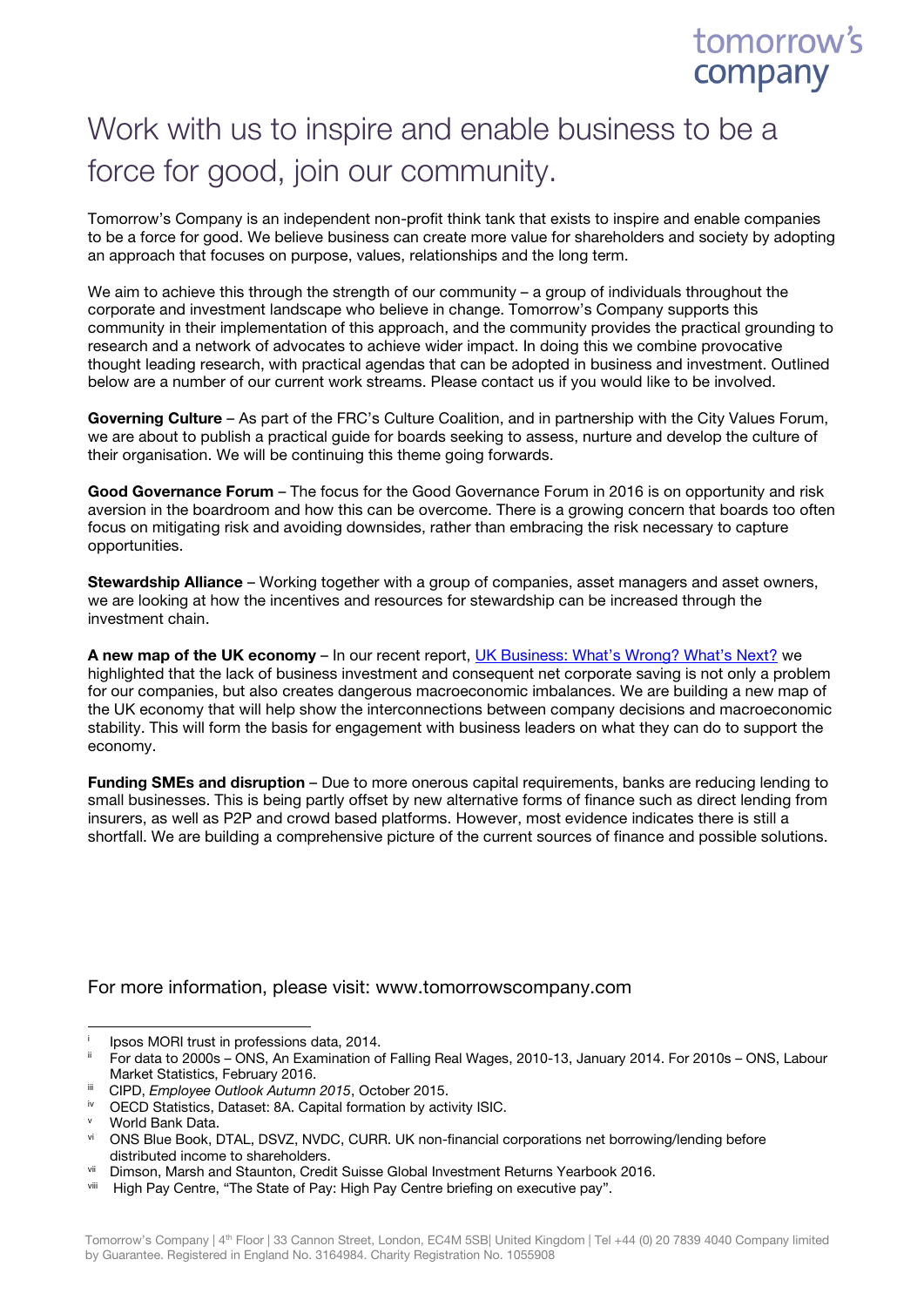# Work with us to inspire and enable business to be a force for good, join our community.

Tomorrow's Company is an independent non-profit think tank that exists to inspire and enable companies to be a force for good. We believe business can create more value for shareholders and society by adopting an approach that focuses on purpose, values, relationships and the long term.

We aim to achieve this through the strength of our community – a group of individuals throughout the corporate and investment landscape who believe in change. Tomorrow's Company supports this community in their implementation of this approach, and the community provides the practical grounding to research and a network of advocates to achieve wider impact. In doing this we combine provocative thought leading research, with practical agendas that can be adopted in business and investment. Outlined below are a number of our current work streams. Please contact us if you would like to be involved.

**Governing Culture** – As part of the FRC's Culture Coalition, and in partnership with the City Values Forum, we are about to publish a practical guide for boards seeking to assess, nurture and develop the culture of their organisation. We will be continuing this theme going forwards.

**Good Governance Forum** – The focus for the Good Governance Forum in 2016 is on opportunity and risk aversion in the boardroom and how this can be overcome. There is a growing concern that boards too often focus on mitigating risk and avoiding downsides, rather than embracing the risk necessary to capture opportunities.

**Stewardship Alliance** – Working together with a group of companies, asset managers and asset owners, we are looking at how the incentives and resources for stewardship can be increased through the investment chain.

**A new map of the UK economy** – In our recent report, UK Business: What's Wrong? What's Next? we highlighted that the lack of business investment and consequent net corporate saving is not only a problem for our companies, but also creates dangerous macroeconomic imbalances. We are building a new map of the UK economy that will help show the interconnections between company decisions and macroeconomic stability. This will form the basis for engagement with business leaders on what they can do to support the economy.

**Funding SMEs and disruption** – Due to more onerous capital requirements, banks are reducing lending to small businesses. This is being partly offset by new alternative forms of finance such as direct lending from insurers, as well as P2P and crowd based platforms. However, most evidence indicates there is still a shortfall. We are building a comprehensive picture of the current sources of finance and possible solutions.

For more information, please visit: www.tomorrowscompany.com

---

[i] Ipsos MORI trust in professions data, 2014.

[ii] For data to 2000s – ONS, An Examination of Falling Real Wages, 2010-13, January 2014. For 2010s – ONS, Labour Market Statistics, February 2016.

[iii] CIPD, *Employee Outlook Autumn 2015*, October 2015.

[iv] OECD Statistics, Dataset: 8A. Capital formation by activity ISIC.

[v] World Bank Data.

[vi] ONS Blue Book, DTAL, DSVZ, NVDC, CURR. UK non-financial corporations net borrowing/lending before distributed income to shareholders.

[vii] Dimson, Marsh and Staunton, Credit Suisse Global Investment Returns Yearbook 2016.

[viii] High Pay Centre, "The State of Pay: High Pay Centre briefing on executive pay".

Tomorrow's Company | 4th Floor | 33 Cannon Street, London, EC4M 5SB| United Kingdom | Tel +44 (0) 20 7839 4040 Company limited by Guarantee. Registered in England No. 3164984. Charity Registration No. 1055908